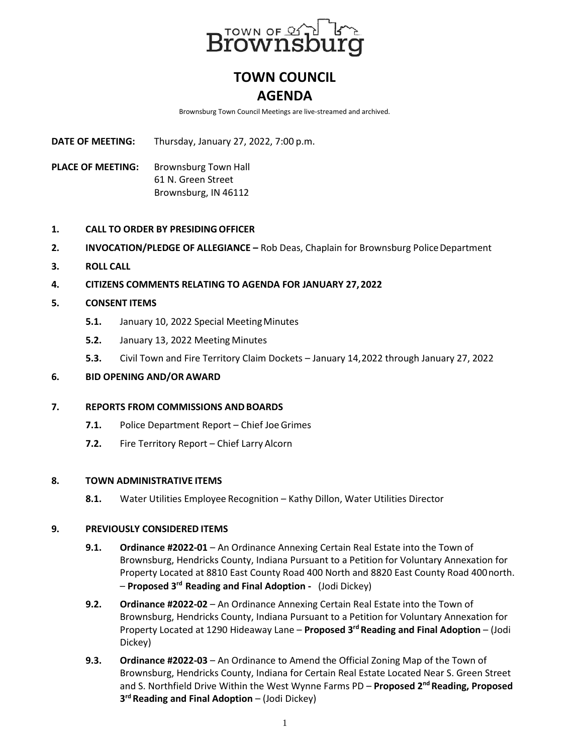TOWN OF Brownsburg

# TOWN COUNCIL
# AGENDA

Brownsburg Town Council Meetings are live-streamed and archived.

**DATE OF MEETING:** Thursday, January 27, 2022, 7:00 p.m.

**PLACE OF MEETING:** Brownsburg Town Hall
61 N. Green Street
Brownsburg, IN 46112

**1. CALL TO ORDER BY PRESIDING OFFICER**

**2. INVOCATION/PLEDGE OF ALLEGIANCE –** Rob Deas, Chaplain for Brownsburg Police Department

**3. ROLL CALL**

**4. CITIZENS COMMENTS RELATING TO AGENDA FOR JANUARY 27, 2022**

**5. CONSENT ITEMS**

- **5.1.** January 10, 2022 Special Meeting Minutes
- **5.2.** January 13, 2022 Meeting Minutes
- **5.3.** Civil Town and Fire Territory Claim Dockets – January 14, 2022 through January 27, 2022

**6. BID OPENING AND/OR AWARD**

**7. REPORTS FROM COMMISSIONS AND BOARDS**

- **7.1.** Police Department Report – Chief Joe Grimes
- **7.2.** Fire Territory Report – Chief Larry Alcorn

**8. TOWN ADMINISTRATIVE ITEMS**

- **8.1.** Water Utilities Employee Recognition – Kathy Dillon, Water Utilities Director

**9. PREVIOUSLY CONSIDERED ITEMS**

- **9.1. Ordinance #2022-01** – An Ordinance Annexing Certain Real Estate into the Town of Brownsburg, Hendricks County, Indiana Pursuant to a Petition for Voluntary Annexation for Property Located at 8810 East County Road 400 North and 8820 East County Road 400 north. – **Proposed 3rd Reading and Final Adoption -** (Jodi Dickey)
- **9.2. Ordinance #2022-02** – An Ordinance Annexing Certain Real Estate into the Town of Brownsburg, Hendricks County, Indiana Pursuant to a Petition for Voluntary Annexation for Property Located at 1290 Hideaway Lane – **Proposed 3rd Reading and Final Adoption** – (Jodi Dickey)
- **9.3. Ordinance #2022-03** – An Ordinance to Amend the Official Zoning Map of the Town of Brownsburg, Hendricks County, Indiana for Certain Real Estate Located Near S. Green Street and S. Northfield Drive Within the West Wynne Farms PD – **Proposed 2nd Reading, Proposed 3rd Reading and Final Adoption** – (Jodi Dickey)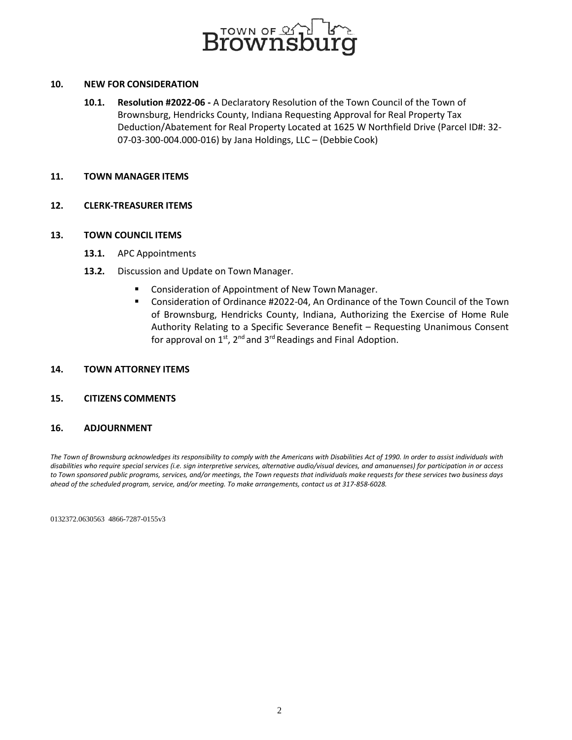TOWN OF Brownsburg

## 10. NEW FOR CONSIDERATION

**10.1. Resolution #2022-06 -** A Declaratory Resolution of the Town Council of the Town of Brownsburg, Hendricks County, Indiana Requesting Approval for Real Property Tax Deduction/Abatement for Real Property Located at 1625 W Northfield Drive (Parcel ID#: 32-07-03-300-004.000-016) by Jana Holdings, LLC – (Debbie Cook)

## 11. TOWN MANAGER ITEMS

## 12. CLERK-TREASURER ITEMS

## 13. TOWN COUNCIL ITEMS

**13.1.** APC Appointments

**13.2.** Discussion and Update on Town Manager.

- Consideration of Appointment of New Town Manager.
- Consideration of Ordinance #2022-04, An Ordinance of the Town Council of the Town of Brownsburg, Hendricks County, Indiana, Authorizing the Exercise of Home Rule Authority Relating to a Specific Severance Benefit – Requesting Unanimous Consent for approval on 1st, 2nd and 3rd Readings and Final Adoption.

## 14. TOWN ATTORNEY ITEMS

## 15. CITIZENS COMMENTS

## 16. ADJOURNMENT

*The Town of Brownsburg acknowledges its responsibility to comply with the Americans with Disabilities Act of 1990. In order to assist individuals with disabilities who require special services (i.e. sign interpretive services, alternative audio/visual devices, and amanuenses) for participation in or access to Town sponsored public programs, services, and/or meetings, the Town requests that individuals make requests for these services two business days ahead of the scheduled program, service, and/or meeting. To make arrangements, contact us at 317-858-6028.*

0132372.0630563 4866-7287-0155v3